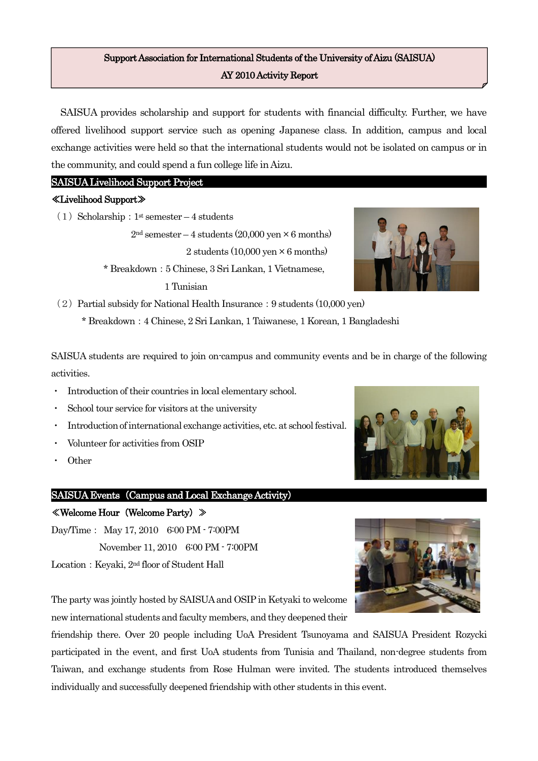# Support Association for International Students of the University of Aizu (SAISUA)
## AY 2010 Activity Report

SAISUA provides scholarship and support for students with financial difficulty. Further, we have offered livelihood support service such as opening Japanese class. In addition, campus and local exchange activities were held so that the international students would not be isolated on campus or in the community, and could spend a fun college life in Aizu.

## SAISUA Livelihood Support Project

### ≪Livelihood Support≫

（1）Scholarship：1st semester – 4 students

2nd semester – 4 students (20,000 yen × 6 months)

2 students (10,000 yen × 6 months)

\* Breakdown：5 Chinese, 3 Sri Lankan, 1 Vietnamese, 1 Tunisian

（2）Partial subsidy for National Health Insurance：9 students (10,000 yen)

\* Breakdown：4 Chinese, 2 Sri Lankan, 1 Taiwanese, 1 Korean, 1 Bangladeshi

SAISUA students are required to join on-campus and community events and be in charge of the following activities.

- Introduction of their countries in local elementary school.
- School tour service for visitors at the university
- Introduction of international exchange activities, etc. at school festival.
- Volunteer for activities from OSIP
- Other

## SAISUA Events（Campus and Local Exchange Activity)

### ≪Welcome Hour（Welcome Party）≫

Day/Time： May 17, 2010 6:00 PM - 7:00PM

November 11, 2010 6:00 PM - 7:00PM

Location：Keyaki, 2nd floor of Student Hall

The party was jointly hosted by SAISUA and OSIP in Ketyaki to welcome new international students and faculty members, and they deepened their friendship there. Over 20 people including UoA President Tsunoyama and SAISUA President Rozycki participated in the event, and first UoA students from Tunisia and Thailand, non-degree students from Taiwan, and exchange students from Rose Hulman were invited. The students introduced themselves individually and successfully deepened friendship with other students in this event.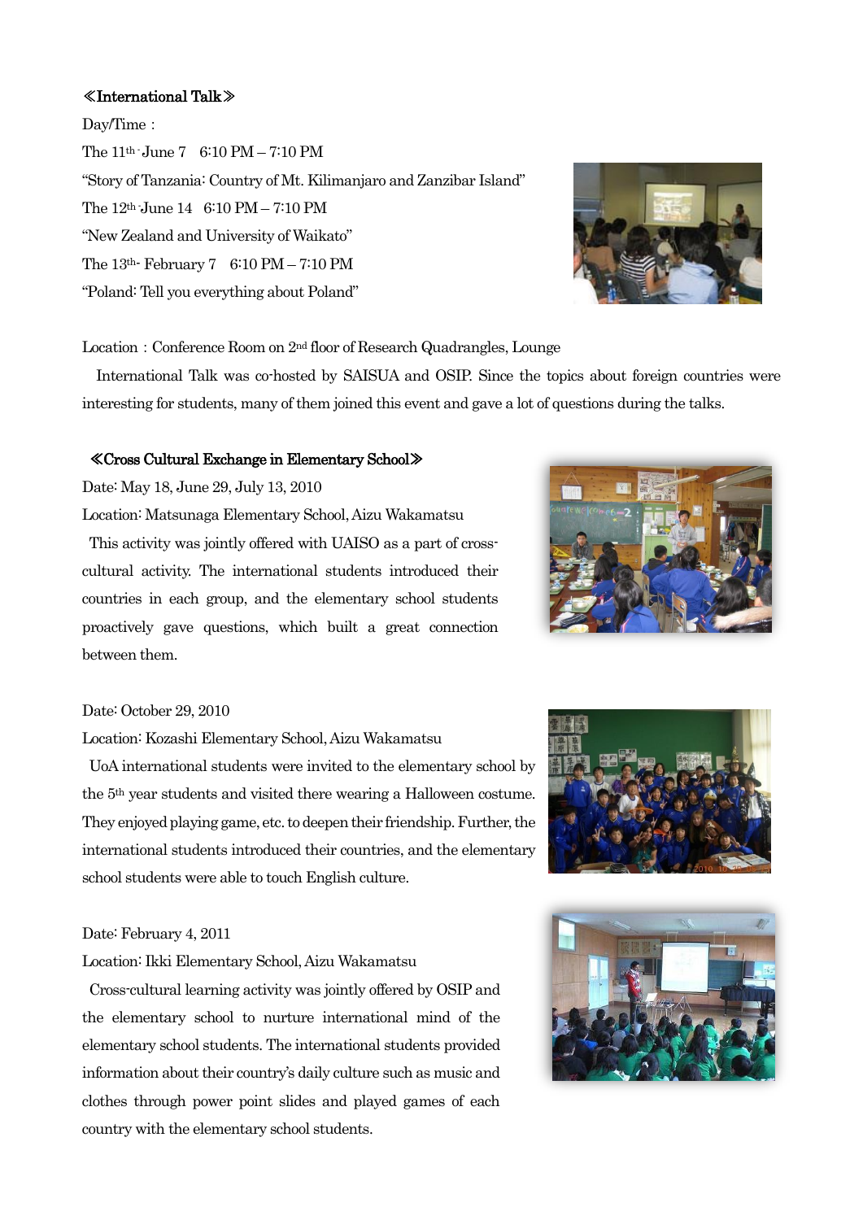## ≪International Talk≫

Day/Time：

The 11th - June 7　6:10 PM – 7:10 PM

"Story of Tanzania: Country of Mt. Kilimanjaro and Zanzibar Island"

The 12th June 14　6:10 PM – 7:10 PM

"New Zealand and University of Waikato"

The 13th- February 7　6:10 PM – 7:10 PM

"Poland: Tell you everything about Poland"

Location：Conference Room on 2nd floor of Research Quadrangles, Lounge

International Talk was co-hosted by SAISUA and OSIP. Since the topics about foreign countries were interesting for students, many of them joined this event and gave a lot of questions during the talks.

## ≪Cross Cultural Exchange in Elementary School≫

Date: May 18, June 29, July 13, 2010

Location: Matsunaga Elementary School, Aizu Wakamatsu

This activity was jointly offered with UAISO as a part of cross-cultural activity. The international students introduced their countries in each group, and the elementary school students proactively gave questions, which built a great connection between them.

Date: October 29, 2010

Location: Kozashi Elementary School, Aizu Wakamatsu

UoA international students were invited to the elementary school by the 5th year students and visited there wearing a Halloween costume. They enjoyed playing game, etc. to deepen their friendship. Further, the international students introduced their countries, and the elementary school students were able to touch English culture.

Date: February 4, 2011

Location: Ikki Elementary School, Aizu Wakamatsu

Cross-cultural learning activity was jointly offered by OSIP and the elementary school to nurture international mind of the elementary school students. The international students provided information about their country's daily culture such as music and clothes through power point slides and played games of each country with the elementary school students.